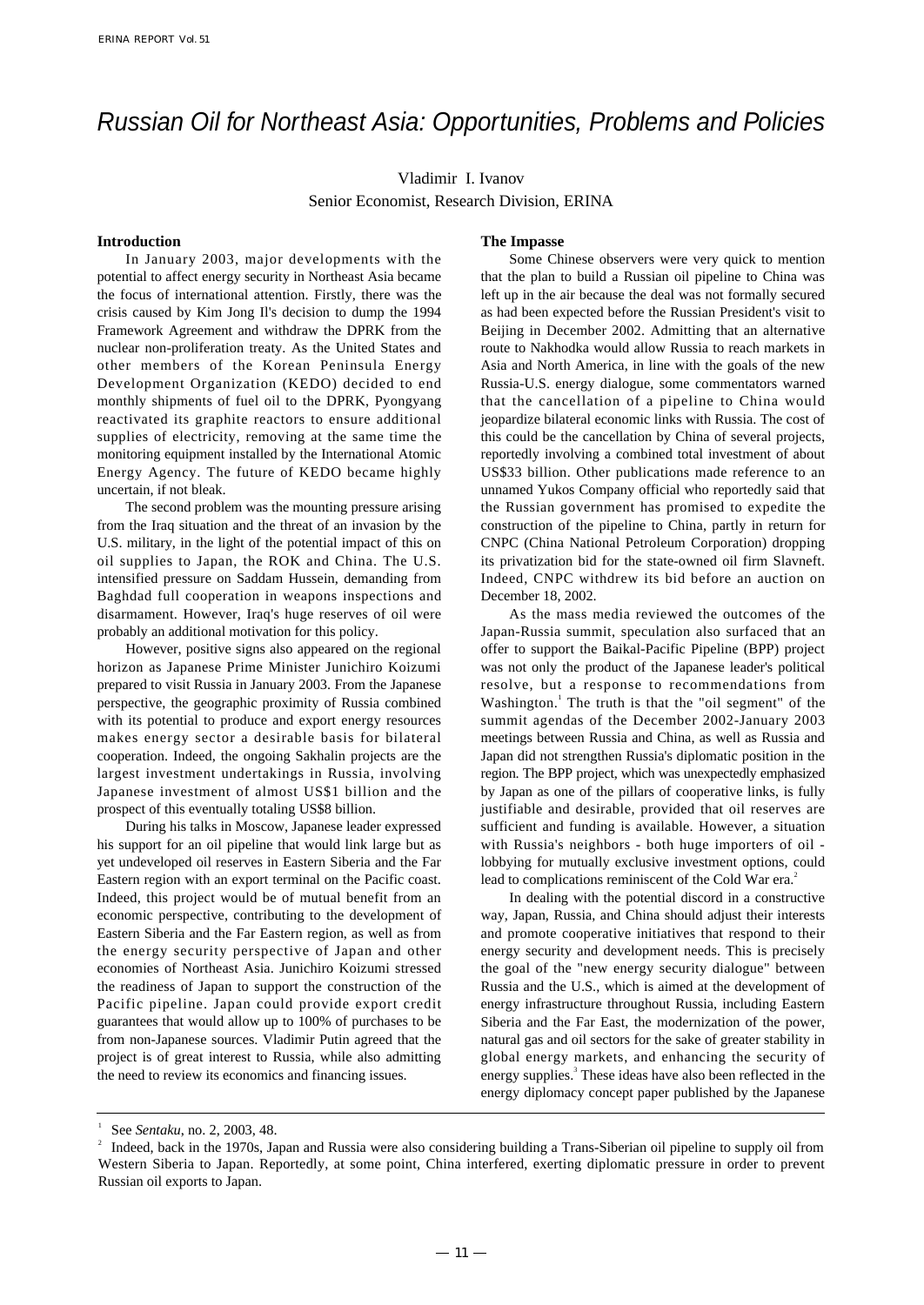# Russian Oil for Northeast Asia: Opportunities, Problems and Policies

Vladimir I. Ivanov
Senior Economist, Research Division, ERINA

## Introduction

In January 2003, major developments with the potential to affect energy security in Northeast Asia became the focus of international attention. Firstly, there was the crisis caused by Kim Jong Il's decision to dump the 1994 Framework Agreement and withdraw the DPRK from the nuclear non-proliferation treaty. As the United States and other members of the Korean Peninsula Energy Development Organization (KEDO) decided to end monthly shipments of fuel oil to the DPRK, Pyongyang reactivated its graphite reactors to ensure additional supplies of electricity, removing at the same time the monitoring equipment installed by the International Atomic Energy Agency. The future of KEDO became highly uncertain, if not bleak.

The second problem was the mounting pressure arising from the Iraq situation and the threat of an invasion by the U.S. military, in the light of the potential impact of this on oil supplies to Japan, the ROK and China. The U.S. intensified pressure on Saddam Hussein, demanding from Baghdad full cooperation in weapons inspections and disarmament. However, Iraq's huge reserves of oil were probably an additional motivation for this policy.

However, positive signs also appeared on the regional horizon as Japanese Prime Minister Junichiro Koizumi prepared to visit Russia in January 2003. From the Japanese perspective, the geographic proximity of Russia combined with its potential to produce and export energy resources makes energy sector a desirable basis for bilateral cooperation. Indeed, the ongoing Sakhalin projects are the largest investment undertakings in Russia, involving Japanese investment of almost US$1 billion and the prospect of this eventually totaling US$8 billion.

During his talks in Moscow, Japanese leader expressed his support for an oil pipeline that would link large but as yet undeveloped oil reserves in Eastern Siberia and the Far Eastern region with an export terminal on the Pacific coast. Indeed, this project would be of mutual benefit from an economic perspective, contributing to the development of Eastern Siberia and the Far Eastern region, as well as from the energy security perspective of Japan and other economies of Northeast Asia. Junichiro Koizumi stressed the readiness of Japan to support the construction of the Pacific pipeline. Japan could provide export credit guarantees that would allow up to 100% of purchases to be from non-Japanese sources. Vladimir Putin agreed that the project is of great interest to Russia, while also admitting the need to review its economics and financing issues.

## The Impasse

Some Chinese observers were very quick to mention that the plan to build a Russian oil pipeline to China was left up in the air because the deal was not formally secured as had been expected before the Russian President's visit to Beijing in December 2002. Admitting that an alternative route to Nakhodka would allow Russia to reach markets in Asia and North America, in line with the goals of the new Russia-U.S. energy dialogue, some commentators warned that the cancellation of a pipeline to China would jeopardize bilateral economic links with Russia. The cost of this could be the cancellation by China of several projects, reportedly involving a combined total investment of about US$33 billion. Other publications made reference to an unnamed Yukos Company official who reportedly said that the Russian government has promised to expedite the construction of the pipeline to China, partly in return for CNPC (China National Petroleum Corporation) dropping its privatization bid for the state-owned oil firm Slavneft. Indeed, CNPC withdrew its bid before an auction on December 18, 2002.

As the mass media reviewed the outcomes of the Japan-Russia summit, speculation also surfaced that an offer to support the Baikal-Pacific Pipeline (BPP) project was not only the product of the Japanese leader's political resolve, but a response to recommendations from Washington.[1] The truth is that the "oil segment" of the summit agendas of the December 2002-January 2003 meetings between Russia and China, as well as Russia and Japan did not strengthen Russia's diplomatic position in the region. The BPP project, which was unexpectedly emphasized by Japan as one of the pillars of cooperative links, is fully justifiable and desirable, provided that oil reserves are sufficient and funding is available. However, a situation with Russia's neighbors - both huge importers of oil - lobbying for mutually exclusive investment options, could lead to complications reminiscent of the Cold War era.[2]

In dealing with the potential discord in a constructive way, Japan, Russia, and China should adjust their interests and promote cooperative initiatives that respond to their energy security and development needs. This is precisely the goal of the "new energy security dialogue" between Russia and the U.S., which is aimed at the development of energy infrastructure throughout Russia, including Eastern Siberia and the Far East, the modernization of the power, natural gas and oil sectors for the sake of greater stability in global energy markets, and enhancing the security of energy supplies.[3] These ideas have also been reflected in the energy diplomacy concept paper published by the Japanese

---

[1] See *Sentaku*, no. 2, 2003, 48.

[2] Indeed, back in the 1970s, Japan and Russia were also considering building a Trans-Siberian oil pipeline to supply oil from Western Siberia to Japan. Reportedly, at some point, China interfered, exerting diplomatic pressure in order to prevent Russian oil exports to Japan.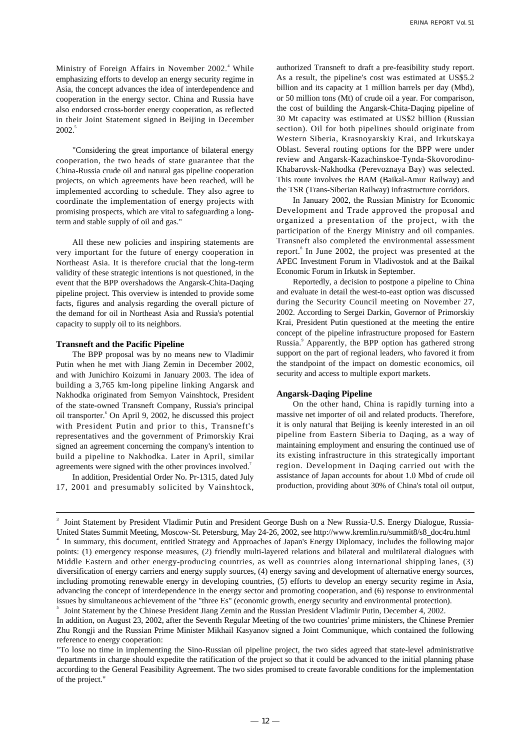Ministry of Foreign Affairs in November 2002.[4] While emphasizing efforts to develop an energy security regime in Asia, the concept advances the idea of interdependence and cooperation in the energy sector. China and Russia have also endorsed cross-border energy cooperation, as reflected in their Joint Statement signed in Beijing in December 2002.[5]

"Considering the great importance of bilateral energy cooperation, the two heads of state guarantee that the China-Russia crude oil and natural gas pipeline cooperation projects, on which agreements have been reached, will be implemented according to schedule. They also agree to coordinate the implementation of energy projects with promising prospects, which are vital to safeguarding a long-term and stable supply of oil and gas."

All these new policies and inspiring statements are very important for the future of energy cooperation in Northeast Asia. It is therefore crucial that the long-term validity of these strategic intentions is not questioned, in the event that the BPP overshadows the Angarsk-Chita-Daqing pipeline project. This overview is intended to provide some facts, figures and analysis regarding the overall picture of the demand for oil in Northeast Asia and Russia's potential capacity to supply oil to its neighbors.

### Transneft and the Pacific Pipeline

The BPP proposal was by no means new to Vladimir Putin when he met with Jiang Zemin in December 2002, and with Junichiro Koizumi in January 2003. The idea of building a 3,765 km-long pipeline linking Angarsk and Nakhodka originated from Semyon Vainshtock, President of the state-owned Transneft Company, Russia's principal oil transporter.[6] On April 9, 2002, he discussed this project with President Putin and prior to this, Transneft's representatives and the government of Primorskiy Krai signed an agreement concerning the company's intention to build a pipeline to Nakhodka. Later in April, similar agreements were signed with the other provinces involved.[7]

In addition, Presidential Order No. Pr-1315, dated July 17, 2001 and presumably solicited by Vainshtock, authorized Transneft to draft a pre-feasibility study report. As a result, the pipeline's cost was estimated at US$5.2 billion and its capacity at 1 million barrels per day (Mbd), or 50 million tons (Mt) of crude oil a year. For comparison, the cost of building the Angarsk-Chita-Daqing pipeline of 30 Mt capacity was estimated at US$2 billion (Russian section). Oil for both pipelines should originate from Western Siberia, Krasnoyarskiy Krai, and Irkutskaya Oblast. Several routing options for the BPP were under review and Angarsk-Kazachinskoe-Tynda-Skovorodino-Khabarovsk-Nakhodka (Perevoznaya Bay) was selected. This route involves the BAM (Baikal-Amur Railway) and the TSR (Trans-Siberian Railway) infrastructure corridors.

In January 2002, the Russian Ministry for Economic Development and Trade approved the proposal and organized a presentation of the project, with the participation of the Energy Ministry and oil companies. Transneft also completed the environmental assessment report.[8] In June 2002, the project was presented at the APEC Investment Forum in Vladivostok and at the Baikal Economic Forum in Irkutsk in September.

Reportedly, a decision to postpone a pipeline to China and evaluate in detail the west-to-east option was discussed during the Security Council meeting on November 27, 2002. According to Sergei Darkin, Governor of Primorskiy Krai, President Putin questioned at the meeting the entire concept of the pipeline infrastructure proposed for Eastern Russia.[9] Apparently, the BPP option has gathered strong support on the part of regional leaders, who favored it from the standpoint of the impact on domestic economics, oil security and access to multiple export markets.

### Angarsk-Daqing Pipeline

On the other hand, China is rapidly turning into a massive net importer of oil and related products. Therefore, it is only natural that Beijing is keenly interested in an oil pipeline from Eastern Siberia to Daqing, as a way of maintaining employment and ensuring the continued use of its existing infrastructure in this strategically important region. Development in Daqing carried out with the assistance of Japan accounts for about 1.0 Mbd of crude oil production, providing about 30% of China's total oil output,

---

[3] Joint Statement by President Vladimir Putin and President George Bush on a New Russia-U.S. Energy Dialogue, Russia-United States Summit Meeting, Moscow-St. Petersburg, May 24-26, 2002, see http://www.kremlin.ru/summit8/s8_doc4ru.html

[4] In summary, this document, entitled Strategy and Approaches of Japan's Energy Diplomacy, includes the following major points: (1) emergency response measures, (2) friendly multi-layered relations and bilateral and multilateral dialogues with Middle Eastern and other energy-producing countries, as well as countries along international shipping lanes, (3) diversification of energy carriers and energy supply sources, (4) energy saving and development of alternative energy sources, including promoting renewable energy in developing countries, (5) efforts to develop an energy security regime in Asia, advancing the concept of interdependence in the energy sector and promoting cooperation, and (6) response to environmental issues by simultaneous achievement of the "three Es" (economic growth, energy security and environmental protection).

[5] Joint Statement by the Chinese President Jiang Zemin and the Russian President Vladimir Putin, December 4, 2002.
In addition, on August 23, 2002, after the Seventh Regular Meeting of the two countries' prime ministers, the Chinese Premier Zhu Rongji and the Russian Prime Minister Mikhail Kasyanov signed a Joint Communique, which contained the following reference to energy cooperation:
"To lose no time in implementing the Sino-Russian oil pipeline project, the two sides agreed that state-level administrative departments in charge should expedite the ratification of the project so that it could be advanced to the initial planning phase according to the General Feasibility Agreement. The two sides promised to create favorable conditions for the implementation of the project."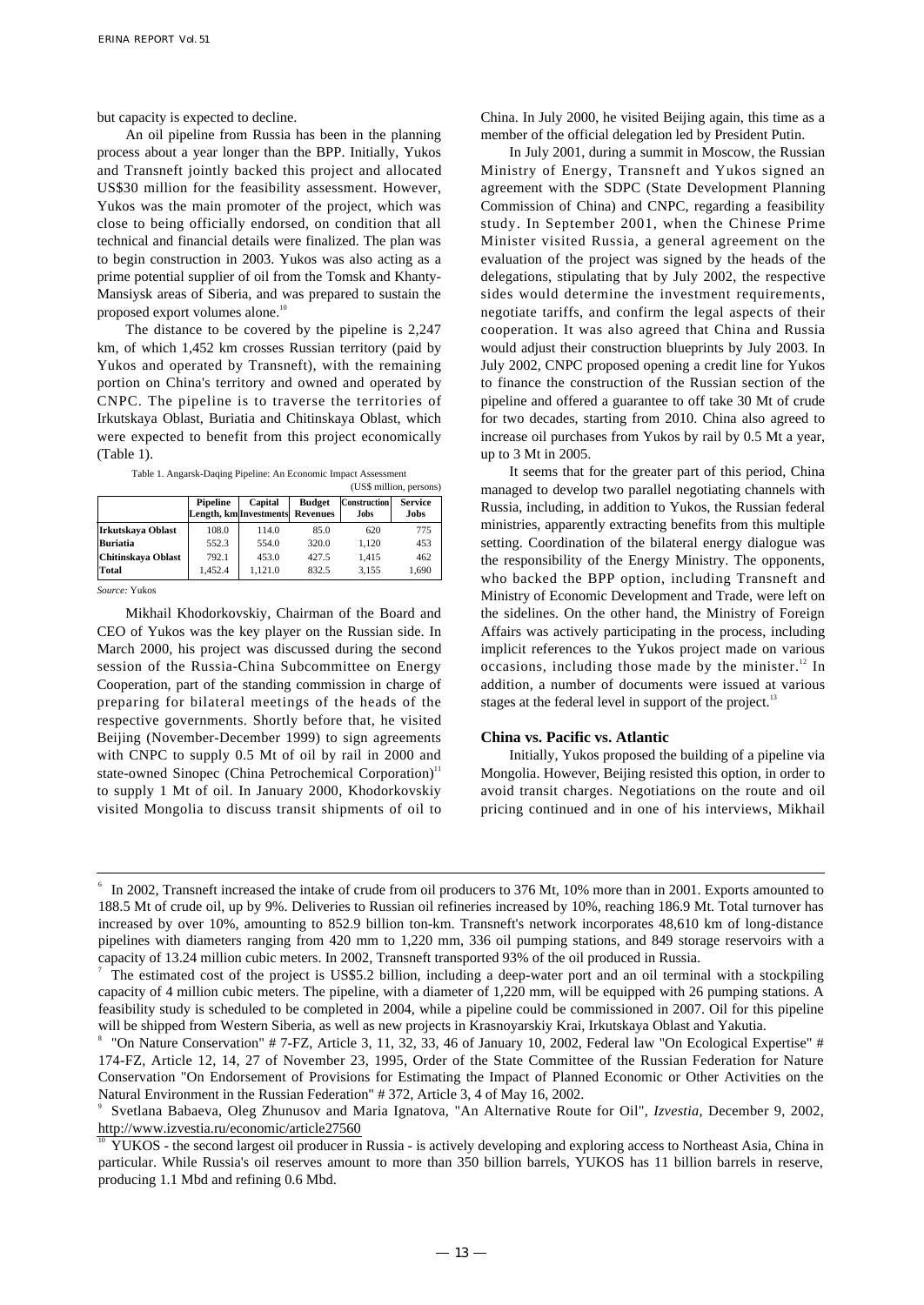but capacity is expected to decline.

An oil pipeline from Russia has been in the planning process about a year longer than the BPP. Initially, Yukos and Transneft jointly backed this project and allocated US$30 million for the feasibility assessment. However, Yukos was the main promoter of the project, which was close to being officially endorsed, on condition that all technical and financial details were finalized. The plan was to begin construction in 2003. Yukos was also acting as a prime potential supplier of oil from the Tomsk and Khanty-Mansiysk areas of Siberia, and was prepared to sustain the proposed export volumes alone.[10]

The distance to be covered by the pipeline is 2,247 km, of which 1,452 km crosses Russian territory (paid by Yukos and operated by Transneft), with the remaining portion on China's territory and owned and operated by CNPC. The pipeline is to traverse the territories of Irkutskaya Oblast, Buriatia and Chitinskaya Oblast, which were expected to benefit from this project economically (Table 1).

Table 1. Angarsk-Daqing Pipeline: An Economic Impact Assessment

(US$ million, persons)

| | Pipeline Length, km | Capital Investments | Budget Revenues | Construction Jobs | Service Jobs |
|---|---|---|---|---|---|
| Irkutskaya Oblast | 108.0 | 114.0 | 85.0 | 620 | 775 |
| Buriatia | 552.3 | 554.0 | 320.0 | 1,120 | 453 |
| Chitinskaya Oblast | 792.1 | 453.0 | 427.5 | 1,415 | 462 |
| Total | 1,452.4 | 1,121.0 | 832.5 | 3,155 | 1,690 |

*Source:* Yukos

Mikhail Khodorkovskiy, Chairman of the Board and CEO of Yukos was the key player on the Russian side. In March 2000, his project was discussed during the second session of the Russia-China Subcommittee on Energy Cooperation, part of the standing commission in charge of preparing for bilateral meetings of the heads of the respective governments. Shortly before that, he visited Beijing (November-December 1999) to sign agreements with CNPC to supply 0.5 Mt of oil by rail in 2000 and state-owned Sinopec (China Petrochemical Corporation)[11] to supply 1 Mt of oil. In January 2000, Khodorkovskiy visited Mongolia to discuss transit shipments of oil to China. In July 2000, he visited Beijing again, this time as a member of the official delegation led by President Putin.

In July 2001, during a summit in Moscow, the Russian Ministry of Energy, Transneft and Yukos signed an agreement with the SDPC (State Development Planning Commission of China) and CNPC, regarding a feasibility study. In September 2001, when the Chinese Prime Minister visited Russia, a general agreement on the evaluation of the project was signed by the heads of the delegations, stipulating that by July 2002, the respective sides would determine the investment requirements, negotiate tariffs, and confirm the legal aspects of their cooperation. It was also agreed that China and Russia would adjust their construction blueprints by July 2003. In July 2002, CNPC proposed opening a credit line for Yukos to finance the construction of the Russian section of the pipeline and offered a guarantee to off take 30 Mt of crude for two decades, starting from 2010. China also agreed to increase oil purchases from Yukos by rail by 0.5 Mt a year, up to 3 Mt in 2005.

It seems that for the greater part of this period, China managed to develop two parallel negotiating channels with Russia, including, in addition to Yukos, the Russian federal ministries, apparently extracting benefits from this multiple setting. Coordination of the bilateral energy dialogue was the responsibility of the Energy Ministry. The opponents, who backed the BPP option, including Transneft and Ministry of Economic Development and Trade, were left on the sidelines. On the other hand, the Ministry of Foreign Affairs was actively participating in the process, including implicit references to the Yukos project made on various occasions, including those made by the minister.[12] In addition, a number of documents were issued at various stages at the federal level in support of the project.[13]

### China vs. Pacific vs. Atlantic

Initially, Yukos proposed the building of a pipeline via Mongolia. However, Beijing resisted this option, in order to avoid transit charges. Negotiations on the route and oil pricing continued and in one of his interviews, Mikhail

---

[6] In 2002, Transneft increased the intake of crude from oil producers to 376 Mt, 10% more than in 2001. Exports amounted to 188.5 Mt of crude oil, up by 9%. Deliveries to Russian oil refineries increased by 10%, reaching 186.9 Mt. Total turnover has increased by over 10%, amounting to 852.9 billion ton-km. Transneft's network incorporates 48,610 km of long-distance pipelines with diameters ranging from 420 mm to 1,220 mm, 336 oil pumping stations, and 849 storage reservoirs with a capacity of 13.24 million cubic meters. In 2002, Transneft transported 93% of the oil produced in Russia.

[7] The estimated cost of the project is US$5.2 billion, including a deep-water port and an oil terminal with a stockpiling capacity of 4 million cubic meters. The pipeline, with a diameter of 1,220 mm, will be equipped with 26 pumping stations. A feasibility study is scheduled to be completed in 2004, while a pipeline could be commissioned in 2007. Oil for this pipeline will be shipped from Western Siberia, as well as new projects in Krasnoyarskiy Krai, Irkutskaya Oblast and Yakutia.

[8] "On Nature Conservation" # 7-FZ, Article 3, 11, 32, 33, 46 of January 10, 2002, Federal law "On Ecological Expertise" # 174-FZ, Article 12, 14, 27 of November 23, 1995, Order of the State Committee of the Russian Federation for Nature Conservation "On Endorsement of Provisions for Estimating the Impact of Planned Economic or Other Activities on the Natural Environment in the Russian Federation" # 372, Article 3, 4 of May 16, 2002.

[9] Svetlana Babaeva, Oleg Zhunusov and Maria Ignatova, "An Alternative Route for Oil", *Izvestia*, December 9, 2002, http://www.izvestia.ru/economic/article27560

[10] YUKOS - the second largest oil producer in Russia - is actively developing and exploring access to Northeast Asia, China in particular. While Russia's oil reserves amount to more than 350 billion barrels, YUKOS has 11 billion barrels in reserve, producing 1.1 Mbd and refining 0.6 Mbd.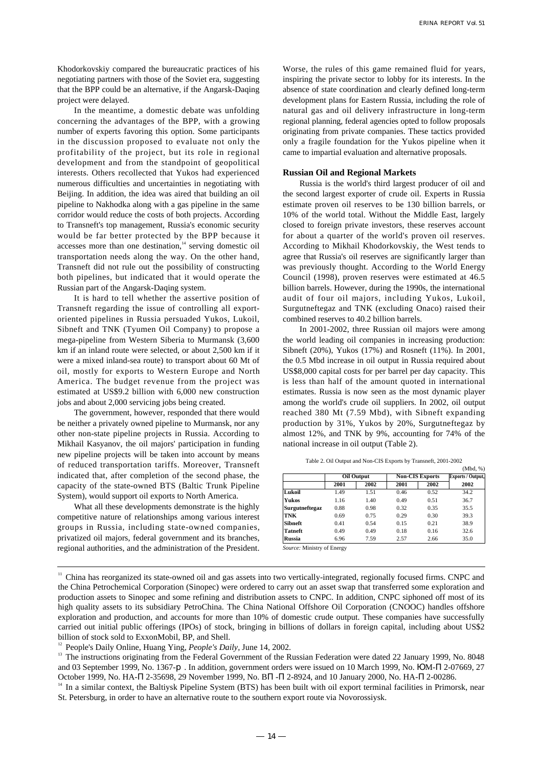Khodorkovskiy compared the bureaucratic practices of his negotiating partners with those of the Soviet era, suggesting that the BPP could be an alternative, if the Angarsk-Daqing project were delayed.

In the meantime, a domestic debate was unfolding concerning the advantages of the BPP, with a growing number of experts favoring this option. Some participants in the discussion proposed to evaluate not only the profitability of the project, but its role in regional development and from the standpoint of geopolitical interests. Others recollected that Yukos had experienced numerous difficulties and uncertainties in negotiating with Beijing. In addition, the idea was aired that building an oil pipeline to Nakhodka along with a gas pipeline in the same corridor would reduce the costs of both projects. According to Transneft's top management, Russia's economic security would be far better protected by the BPP because it accesses more than one destination,[14] serving domestic oil transportation needs along the way. On the other hand, Transneft did not rule out the possibility of constructing both pipelines, but indicated that it would operate the Russian part of the Angarsk-Daqing system.

It is hard to tell whether the assertive position of Transneft regarding the issue of controlling all export-oriented pipelines in Russia persuaded Yukos, Lukoil, Sibneft and TNK (Tyumen Oil Company) to propose a mega-pipeline from Western Siberia to Murmansk (3,600 km if an inland route were selected, or about 2,500 km if it were a mixed inland-sea route) to transport about 60 Mt of oil, mostly for exports to Western Europe and North America. The budget revenue from the project was estimated at US$9.2 billion with 6,000 new construction jobs and about 2,000 servicing jobs being created.

The government, however, responded that there would be neither a privately owned pipeline to Murmansk, nor any other non-state pipeline projects in Russia. According to Mikhail Kasyanov, the oil majors' participation in funding new pipeline projects will be taken into account by means of reduced transportation tariffs. Moreover, Transneft indicated that, after completion of the second phase, the capacity of the state-owned BTS (Baltic Trunk Pipeline System), would support oil exports to North America.

What all these developments demonstrate is the highly competitive nature of relationships among various interest groups in Russia, including state-owned companies, privatized oil majors, federal government and its branches, regional authorities, and the administration of the President. Worse, the rules of this game remained fluid for years, inspiring the private sector to lobby for its interests. In the absence of state coordination and clearly defined long-term development plans for Eastern Russia, including the role of natural gas and oil delivery infrastructure in long-term regional planning, federal agencies opted to follow proposals originating from private companies. These tactics provided only a fragile foundation for the Yukos pipeline when it came to impartial evaluation and alternative proposals.

### Russian Oil and Regional Markets

Russia is the world's third largest producer of oil and the second largest exporter of crude oil. Experts in Russia estimate proven oil reserves to be 130 billion barrels, or 10% of the world total. Without the Middle East, largely closed to foreign private investors, these reserves account for about a quarter of the world's proven oil reserves. According to Mikhail Khodorkovskiy, the West tends to agree that Russia's oil reserves are significantly larger than was previously thought. According to the World Energy Council (1998), proven reserves were estimated at 46.5 billion barrels. However, during the 1990s, the international audit of four oil majors, including Yukos, Lukoil, Surgutneftegaz and TNK (excluding Onaco) raised their combined reserves to 40.2 billion barrels.

In 2001-2002, three Russian oil majors were among the world leading oil companies in increasing production: Sibneft (20%), Yukos (17%) and Rosneft (11%). In 2001, the 0.5 Mbd increase in oil output in Russia required about US$8,000 capital costs for per barrel per day capacity. This is less than half of the amount quoted in international estimates. Russia is now seen as the most dynamic player among the world's crude oil suppliers. In 2002, oil output reached 380 Mt (7.59 Mbd), with Sibneft expanding production by 31%, Yukos by 20%, Surgutneftegaz by almost 12%, and TNK by 9%, accounting for 74% of the national increase in oil output (Table 2).

Table 2. Oil Output and Non-CIS Exports by Transneft, 2001-2002

(Mbd, %)

| | Oil Output | | Non-CIS Exports | | Exports / Output, |
|---|---|---|---|---|---|
| | 2001 | 2002 | 2001 | 2002 | 2002 |
| **Lukoil** | 1.49 | 1.51 | 0.46 | 0.52 | 34.2 |
| **Yukos** | 1.16 | 1.40 | 0.49 | 0.51 | 36.7 |
| **Surgutneftegaz** | 0.88 | 0.98 | 0.32 | 0.35 | 35.5 |
| **TNK** | 0.69 | 0.75 | 0.29 | 0.30 | 39.3 |
| **Sibneft** | 0.41 | 0.54 | 0.15 | 0.21 | 38.9 |
| **Tatneft** | 0.49 | 0.49 | 0.18 | 0.16 | 32.6 |
| **Russia** | 6.96 | 7.59 | 2.57 | 2.66 | 35.0 |

*Source:* Ministry of Energy

---

[11] China has reorganized its state-owned oil and gas assets into two vertically-integrated, regionally focused firms. CNPC and the China Petrochemical Corporation (Sinopec) were ordered to carry out an asset swap that transferred some exploration and production assets to Sinopec and some refining and distribution assets to CNPC. In addition, CNPC siphoned off most of its high quality assets to its subsidiary PetroChina. The China National Offshore Oil Corporation (CNOOC) handles offshore exploration and production, and accounts for more than 10% of domestic crude output. These companies have successfully carried out initial public offerings (IPOs) of stock, bringing in billions of dollars in foreign capital, including about US$2 billion of stock sold to ExxonMobil, BP, and Shell.

[12] People's Daily Online, Huang Ying, *People's Daily*, June 14, 2002.

[13] The instructions originating from the Federal Government of the Russian Federation were dated 22 January 1999, No. 8048 and 03 September 1999, No. 1367-р. In addition, government orders were issued on 10 March 1999, No. ЮМ-П 2-07669, 27 October 1999, No. НА-П 2-35698, 29 November 1999, No. ВП-П 2-8924, and 10 January 2000, No. НА-П 2-00286.

[14] In a similar context, the Baltiysk Pipeline System (BTS) has been built with oil export terminal facilities in Primorsk, near St. Petersburg, in order to have an alternative route to the southern export route via Novorossiysk.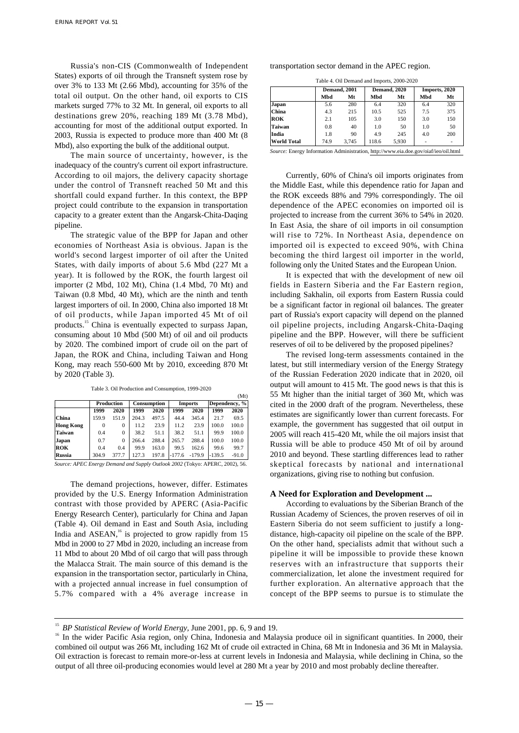Russia's non-CIS (Commonwealth of Independent States) exports of oil through the Transneft system rose by over 3% to 133 Mt (2.66 Mbd), accounting for 35% of the total oil output. On the other hand, oil exports to CIS markets surged 77% to 32 Mt. In general, oil exports to all destinations grew 20%, reaching 189 Mt (3.78 Mbd), accounting for most of the additional output exported. In 2003, Russia is expected to produce more than 400 Mt (8 Mbd), also exporting the bulk of the additional output.

The main source of uncertainty, however, is the inadequacy of the country's current oil export infrastructure. According to oil majors, the delivery capacity shortage under the control of Transneft reached 50 Mt and this shortfall could expand further. In this context, the BPP project could contribute to the expansion in transportation capacity to a greater extent than the Angarsk-Chita-Daqing pipeline.

The strategic value of the BPP for Japan and other economies of Northeast Asia is obvious. Japan is the world's second largest importer of oil after the United States, with daily imports of about 5.6 Mbd (227 Mt a year). It is followed by the ROK, the fourth largest oil importer (2 Mbd, 102 Mt), China (1.4 Mbd, 70 Mt) and Taiwan (0.8 Mbd, 40 Mt), which are the ninth and tenth largest importers of oil. In 2000, China also imported 18 Mt of oil products, while Japan imported 45 Mt of oil products.[15] China is eventually expected to surpass Japan, consuming about 10 Mbd (500 Mt) of oil and oil products by 2020. The combined import of crude oil on the part of Japan, the ROK and China, including Taiwan and Hong Kong, may reach 550-600 Mt by 2010, exceeding 870 Mt by 2020 (Table 3).

Table 3. Oil Production and Consumption, 1999-2020

(Mt)

| | Production | | Consumption | | Imports | | Dependency, % | |
|---|---|---|---|---|---|---|---|---|
| | 1999 | 2020 | 1999 | 2020 | 1999 | 2020 | 1999 | 2020 |
| **China** | 159.9 | 151.9 | 204.3 | 497.5 | 44.4 | 345.4 | 21.7 | 69.5 |
| **Hong Kong** | 0 | 0 | 11.2 | 23.9 | 11.2 | 23.9 | 100.0 | 100.0 |
| **Taiwan** | 0.4 | 0 | 38.2 | 51.1 | 38.2 | 51.1 | 99.9 | 100.0 |
| **Japan** | 0.7 | 0 | 266.4 | 288.4 | 265.7 | 288.4 | 100.0 | 100.0 |
| **ROK** | 0.4 | 0.4 | 99.9 | 163.0 | 99.5 | 162.6 | 99.6 | 99.7 |
| **Russia** | 304.9 | 377.7 | 127.3 | 197.8 | -177.6 | -179.9 | -139.5 | -91.0 |

*Source: APEC Energy Demand and Supply Outlook 2002* (Tokyo: APERC, 2002), 56.

The demand projections, however, differ. Estimates provided by the U.S. Energy Information Administration contrast with those provided by APERC (Asia-Pacific Energy Research Center), particularly for China and Japan (Table 4). Oil demand in East and South Asia, including India and ASEAN,[16] is projected to grow rapidly from 15 Mbd in 2000 to 27 Mbd in 2020, including an increase from 11 Mbd to about 20 Mbd of oil cargo that will pass through the Malacca Strait. The main source of this demand is the expansion in the transportation sector, particularly in China, with a projected annual increase in fuel consumption of 5.7% compared with a 4% average increase in transportation sector demand in the APEC region.

Table 4. Oil Demand and Imports, 2000-2020

| | Demand, 2001 | | Demand, 2020 | | Imports, 2020 | |
|---|---|---|---|---|---|---|
| | Mbd | Mt | Mbd | Mt | Mbd | Mt |
| **Japan** | 5.6 | 280 | 6.4 | 320 | 6.4 | 320 |
| **China** | 4.3 | 215 | 10.5 | 525 | 7.5 | 375 |
| **ROK** | 2.1 | 105 | 3.0 | 150 | 3.0 | 150 |
| **Taiwan** | 0.8 | 40 | 1.0 | 50 | 1.0 | 50 |
| **India** | 1.8 | 90 | 4.9 | 245 | 4.0 | 200 |
| **World Total** | 74.9 | 3,745 | 118.6 | 5,930 | - | - |

*Source:* Energy Information Administration, http://www.eia.doe.gov/oiaf/ieo/oil.html

Currently, 60% of China's oil imports originates from the Middle East, while this dependence ratio for Japan and the ROK exceeds 88% and 79% correspondingly. The oil dependence of the APEC economies on imported oil is projected to increase from the current 36% to 54% in 2020. In East Asia, the share of oil imports in oil consumption will rise to 72%. In Northeast Asia, dependence on imported oil is expected to exceed 90%, with China becoming the third largest oil importer in the world, following only the United States and the European Union.

It is expected that with the development of new oil fields in Eastern Siberia and the Far Eastern region, including Sakhalin, oil exports from Eastern Russia could be a significant factor in regional oil balances. The greater part of Russia's export capacity will depend on the planned oil pipeline projects, including Angarsk-Chita-Daqing pipeline and the BPP. However, will there be sufficient reserves of oil to be delivered by the proposed pipelines?

The revised long-term assessments contained in the latest, but still intermediary version of the Energy Strategy of the Russian Federation 2020 indicate that in 2020, oil output will amount to 415 Mt. The good news is that this is 55 Mt higher than the initial target of 360 Mt, which was cited in the 2000 draft of the program. Nevertheless, these estimates are significantly lower than current forecasts. For example, the government has suggested that oil output in 2005 will reach 415-420 Mt, while the oil majors insist that Russia will be able to produce 450 Mt of oil by around 2010 and beyond. These startling differences lead to rather skeptical forecasts by national and international organizations, giving rise to nothing but confusion.

### A Need for Exploration and Development ...

According to evaluations by the Siberian Branch of the Russian Academy of Sciences, the proven reserves of oil in Eastern Siberia do not seem sufficient to justify a long-distance, high-capacity oil pipeline on the scale of the BPP. On the other hand, specialists admit that without such a pipeline it will be impossible to provide these known reserves with an infrastructure that supports their commercialization, let alone the investment required for further exploration. An alternative approach that the concept of the BPP seems to pursue is to stimulate the

---

[15] *BP Statistical Review of World Energy*, June 2001, pp. 6, 9 and 19.

[16] In the wider Pacific Asia region, only China, Indonesia and Malaysia produce oil in significant quantities. In 2000, their combined oil output was 266 Mt, including 162 Mt of crude oil extracted in China, 68 Mt in Indonesia and 36 Mt in Malaysia. Oil extraction is forecast to remain more-or-less at current levels in Indonesia and Malaysia, while declining in China, so the output of all three oil-producing economies would level at 280 Mt a year by 2010 and most probably decline thereafter.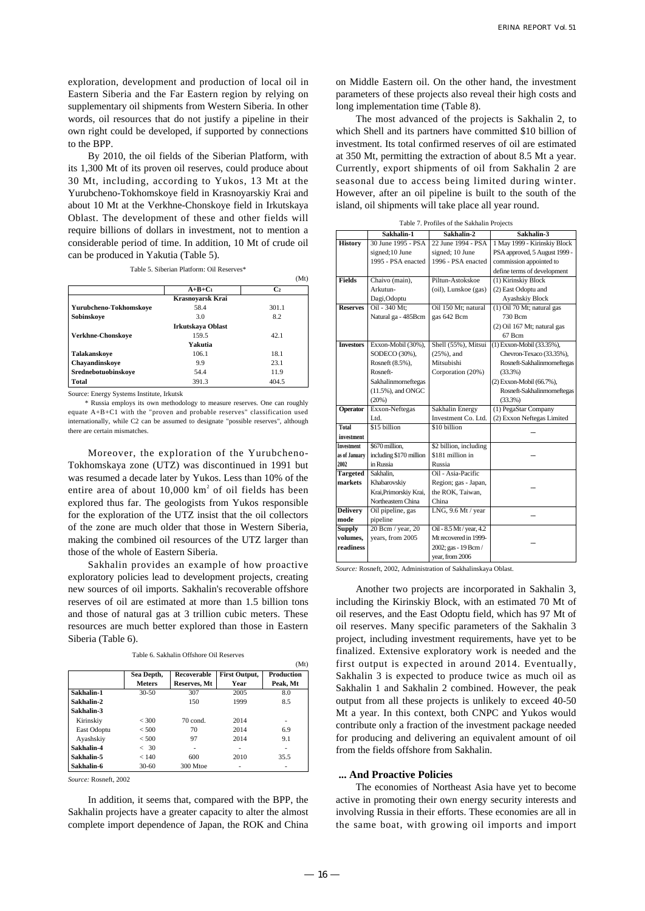exploration, development and production of local oil in Eastern Siberia and the Far Eastern region by relying on supplementary oil shipments from Western Siberia. In other words, oil resources that do not justify a pipeline in their own right could be developed, if supported by connections to the BPP.

By 2010, the oil fields of the Siberian Platform, with its 1,300 Mt of its proven oil reserves, could produce about 30 Mt, including, according to Yukos, 13 Mt at the Yurubcheno-Tokhomskoye field in Krasnoyarskiy Krai and about 10 Mt at the Verkhne-Chonskoye field in Irkutskaya Oblast. The development of these and other fields will require billions of dollars in investment, not to mention a considerable period of time. In addition, 10 Mt of crude oil can be produced in Yakutia (Table 5).

Table 5. Siberian Platform: Oil Reserves*

(Mt)

| | $A+B+C_1$ | $C_2$ |
|---|---|---|
| | **Krasnoyarsk Krai** | |
| **Yurubcheno-Tokhomskoye** | 58.4 | 301.1 |
| **Sobinskoye** | 3.0 | 8.2 |
| | **Irkutskaya Oblast** | |
| **Verkhne-Chonskoye** | 159.5 | 42.1 |
| | **Yakutia** | |
| **Talakanskoye** | 106.1 | 18.1 |
| **Chayandinskoye** | 9.9 | 23.1 |
| **Srednebotuobinskoye** | 54.4 | 11.9 |
| **Total** | 391.3 | 404.5 |

Source: Energy Systems Institute, Irkutsk

\* Russia employs its own methodology to measure reserves. One can roughly equate A+B+C1 with the "proven and probable reserves" classification used internationally, while C2 can be assumed to designate "possible reserves", although there are certain mismatches.

Moreover, the exploration of the Yurubcheno-Tokhomskaya zone (UTZ) was discontinued in 1991 but was resumed a decade later by Yukos. Less than 10% of the entire area of about 10,000 km$^2$ of oil fields has been explored thus far. The geologists from Yukos responsible for the exploration of the UTZ insist that the oil collectors of the zone are much older than those in Western Siberia, making the combined oil resources of the UTZ larger than those of the whole of Eastern Siberia.

Sakhalin provides an example of how proactive exploratory policies lead to development projects, creating new sources of oil imports. Sakhalin's recoverable offshore reserves of oil are estimated at more than 1.5 billion tons and those of natural gas at 3 trillion cubic meters. These resources are much better explored than those in Eastern Siberia (Table 6).

Table 6. Sakhalin Offshore Oil Reserves

(Mt)

| | Sea Depth, Meters | Recoverable Reserves, Mt | First Output, Year | Production Peak, Mt |
|---|---|---|---|---|
| **Sakhalin-1** | 30-50 | 307 | 2005 | 8.0 |
| **Sakhalin-2** | | 150 | 1999 | 8.5 |
| **Sakhalin-3** | | | | |
| Kirinskiy | < 300 | 70 cond. | 2014 | - |
| East Odoptu | < 500 | 70 | 2014 | 6.9 |
| Ayashskiy | < 500 | 97 | 2014 | 9.1 |
| **Sakhalin-4** | < 30 | - | - | - |
| **Sakhalin-5** | < 140 | 600 | 2010 | 35.5 |
| **Sakhalin-6** | 30-60 | 300 Mtoe | - | - |

*Source:* Rosneft, 2002

In addition, it seems that, compared with the BPP, the Sakhalin projects have a greater capacity to alter the almost complete import dependence of Japan, the ROK and China on Middle Eastern oil. On the other hand, the investment parameters of these projects also reveal their high costs and long implementation time (Table 8).

The most advanced of the projects is Sakhalin 2, to which Shell and its partners have committed $10 billion of investment. Its total confirmed reserves of oil are estimated at 350 Mt, permitting the extraction of about 8.5 Mt a year. Currently, export shipments of oil from Sakhalin 2 are seasonal due to access being limited during winter. However, after an oil pipeline is built to the south of the island, oil shipments will take place all year round.

Table 7. Profiles of the Sakhalin Projects

| | Sakhalin-1 | Sakhalin-2 | Sakhalin-3 |
|---|---|---|---|
| **History** | 30 June 1995 - PSA signed;10 June 1995 - PSA enacted | 22 June 1994 - PSA signed; 10 June 1996 - PSA enacted | 1 May 1999 - Kirinskiy Block PSA approved, 5 August 1999 - commission appointed to define terms of development |
| **Fields** | Chaivo (main), Arkutun-Dagi,Odoptu | Piltun-Astokskoe (oil), Lunskoe (gas) | (1) Kirinskiy Block (2) East Odoptu and Ayashskiy Block |
| **Reserves** | Oil - 340 Mt; Natural ga - 485Bcm | Oil 150 Mt; natural gas 642 Bcm | (1) Oil 70 Mt; natural gas 730 Bcm (2) Oil 167 Mt; natural gas 67 Bcm |
| **Investors** | Exxon-Mobil (30%), SODECO (30%), Rosneft (8.5%), Rosneft-Sakhalinmorneftegas (11.5%), and ONGC (20%) | Shell (55%), Mitsui (25%), and Mitsubishi Corporation (20%) | (1) Exxon-Mobil (33.35%), Chevron-Texaco (33.35%), Rosneft-Sakhalinmorneftegas (33.3%) (2) Exxon-Mobil (66.7%), Rosneft-Sakhalinmorneftegas (33.3%) |
| **Operator** | Exxon-Neftegas Ltd. | Sakhalin Energy Investment Co. Ltd. | (1) PegaStar Company (2) Exxon Neftegas Limited |
| **Total investment** | $15 billion | $10 billion | – |
| **Investment as of January 2002** | $670 million, including $170 million in Russia | $2 billion, including $181 million in Russia | – |
| **Targeted markets** | Sakhalin, Khabarovskiy Krai,Primorskiy Krai, Northeastern China | Oil - Asia-Pacific Region; gas - Japan, the ROK, Taiwan, China | – |
| **Delivery mode** | Oil pipeline, gas pipeline | LNG, 9.6 Mt / year | – |
| **Supply volumes, readiness** | 20 Bcm / year, 20 years, from 2005 | Oil - 8.5 Mt / year, 4.2 Mt recovered in 1999-2002; gas - 19 Bcm / year, from 2006 | – |

*Source:* Rosneft, 2002, Administration of Sakhalinskaya Oblast.

Another two projects are incorporated in Sakhalin 3, including the Kirinskiy Block, with an estimated 70 Mt of oil reserves, and the East Odoptu field, which has 97 Mt of oil reserves. Many specific parameters of the Sakhalin 3 project, including investment requirements, have yet to be finalized. Extensive exploratory work is needed and the first output is expected in around 2014. Eventually, Sakhalin 3 is expected to produce twice as much oil as Sakhalin 1 and Sakhalin 2 combined. However, the peak output from all these projects is unlikely to exceed 40-50 Mt a year. In this context, both CNPC and Yukos would contribute only a fraction of the investment package needed for producing and delivering an equivalent amount of oil from the fields offshore from Sakhalin.

### ... And Proactive Policies

The economies of Northeast Asia have yet to become active in promoting their own energy security interests and involving Russia in their efforts. These economies are all in the same boat, with growing oil imports and import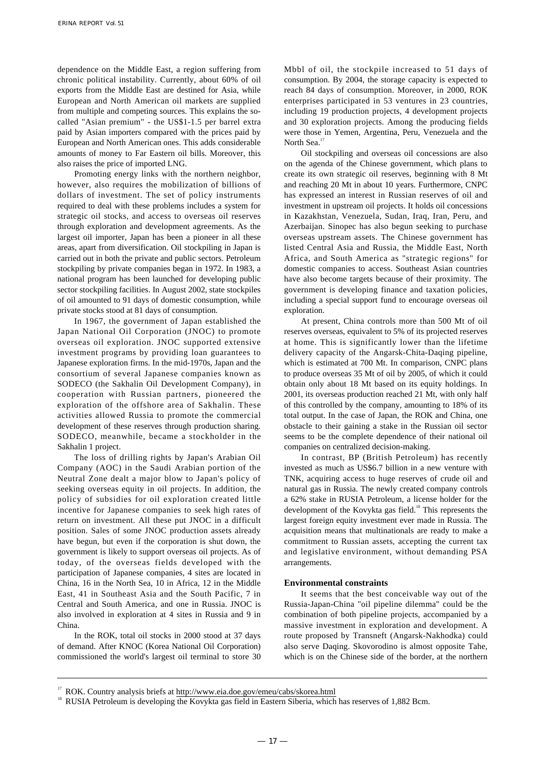dependence on the Middle East, a region suffering from chronic political instability. Currently, about 60% of oil exports from the Middle East are destined for Asia, while European and North American oil markets are supplied from multiple and competing sources. This explains the so-called "Asian premium" - the US$1-1.5 per barrel extra paid by Asian importers compared with the prices paid by European and North American ones. This adds considerable amounts of money to Far Eastern oil bills. Moreover, this also raises the price of imported LNG.

Promoting energy links with the northern neighbor, however, also requires the mobilization of billions of dollars of investment. The set of policy instruments required to deal with these problems includes a system for strategic oil stocks, and access to overseas oil reserves through exploration and development agreements. As the largest oil importer, Japan has been a pioneer in all these areas, apart from diversification. Oil stockpiling in Japan is carried out in both the private and public sectors. Petroleum stockpiling by private companies began in 1972. In 1983, a national program has been launched for developing public sector stockpiling facilities. In August 2002, state stockpiles of oil amounted to 91 days of domestic consumption, while private stocks stood at 81 days of consumption.

In 1967, the government of Japan established the Japan National Oil Corporation (JNOC) to promote overseas oil exploration. JNOC supported extensive investment programs by providing loan guarantees to Japanese exploration firms. In the mid-1970s, Japan and the consortium of several Japanese companies known as SODECO (the Sakhalin Oil Development Company), in cooperation with Russian partners, pioneered the exploration of the offshore area of Sakhalin. These activities allowed Russia to promote the commercial development of these reserves through production sharing. SODECO, meanwhile, became a stockholder in the Sakhalin 1 project.

The loss of drilling rights by Japan's Arabian Oil Company (AOC) in the Saudi Arabian portion of the Neutral Zone dealt a major blow to Japan's policy of seeking overseas equity in oil projects. In addition, the policy of subsidies for oil exploration created little incentive for Japanese companies to seek high rates of return on investment. All these put JNOC in a difficult position. Sales of some JNOC production assets already have begun, but even if the corporation is shut down, the government is likely to support overseas oil projects. As of today, of the overseas fields developed with the participation of Japanese companies, 4 sites are located in China, 16 in the North Sea, 10 in Africa, 12 in the Middle East, 41 in Southeast Asia and the South Pacific, 7 in Central and South America, and one in Russia. JNOC is also involved in exploration at 4 sites in Russia and 9 in China.

In the ROK, total oil stocks in 2000 stood at 37 days of demand. After KNOC (Korea National Oil Corporation) commissioned the world's largest oil terminal to store 30 Mbbl of oil, the stockpile increased to 51 days of consumption. By 2004, the storage capacity is expected to reach 84 days of consumption. Moreover, in 2000, ROK enterprises participated in 53 ventures in 23 countries, including 19 production projects, 4 development projects and 30 exploration projects. Among the producing fields were those in Yemen, Argentina, Peru, Venezuela and the North Sea.[17]

Oil stockpiling and overseas oil concessions are also on the agenda of the Chinese government, which plans to create its own strategic oil reserves, beginning with 8 Mt and reaching 20 Mt in about 10 years. Furthermore, CNPC has expressed an interest in Russian reserves of oil and investment in upstream oil projects. It holds oil concessions in Kazakhstan, Venezuela, Sudan, Iraq, Iran, Peru, and Azerbaijan. Sinopec has also begun seeking to purchase overseas upstream assets. The Chinese government has listed Central Asia and Russia, the Middle East, North Africa, and South America as "strategic regions" for domestic companies to access. Southeast Asian countries have also become targets because of their proximity. The government is developing finance and taxation policies, including a special support fund to encourage overseas oil exploration.

At present, China controls more than 500 Mt of oil reserves overseas, equivalent to 5% of its projected reserves at home. This is significantly lower than the lifetime delivery capacity of the Angarsk-Chita-Daqing pipeline, which is estimated at 700 Mt. In comparison, CNPC plans to produce overseas 35 Mt of oil by 2005, of which it could obtain only about 18 Mt based on its equity holdings. In 2001, its overseas production reached 21 Mt, with only half of this controlled by the company, amounting to 18% of its total output. In the case of Japan, the ROK and China, one obstacle to their gaining a stake in the Russian oil sector seems to be the complete dependence of their national oil companies on centralized decision-making.

In contrast, BP (British Petroleum) has recently invested as much as US$6.7 billion in a new venture with TNK, acquiring access to huge reserves of crude oil and natural gas in Russia. The newly created company controls a 62% stake in RUSIA Petroleum, a license holder for the development of the Kovykta gas field.[18] This represents the largest foreign equity investment ever made in Russia. The acquisition means that multinationals are ready to make a commitment to Russian assets, accepting the current tax and legislative environment, without demanding PSA arrangements.

### Environmental constraints

It seems that the best conceivable way out of the Russia-Japan-China "oil pipeline dilemma" could be the combination of both pipeline projects, accompanied by a massive investment in exploration and development. A route proposed by Transneft (Angarsk-Nakhodka) could also serve Daqing. Skovorodino is almost opposite Tahe, which is on the Chinese side of the border, at the northern

---

[17] ROK. Country analysis briefs at http://www.eia.doe.gov/emeu/cabs/skorea.html

[18] RUSIA Petroleum is developing the Kovykta gas field in Eastern Siberia, which has reserves of 1,882 Bcm.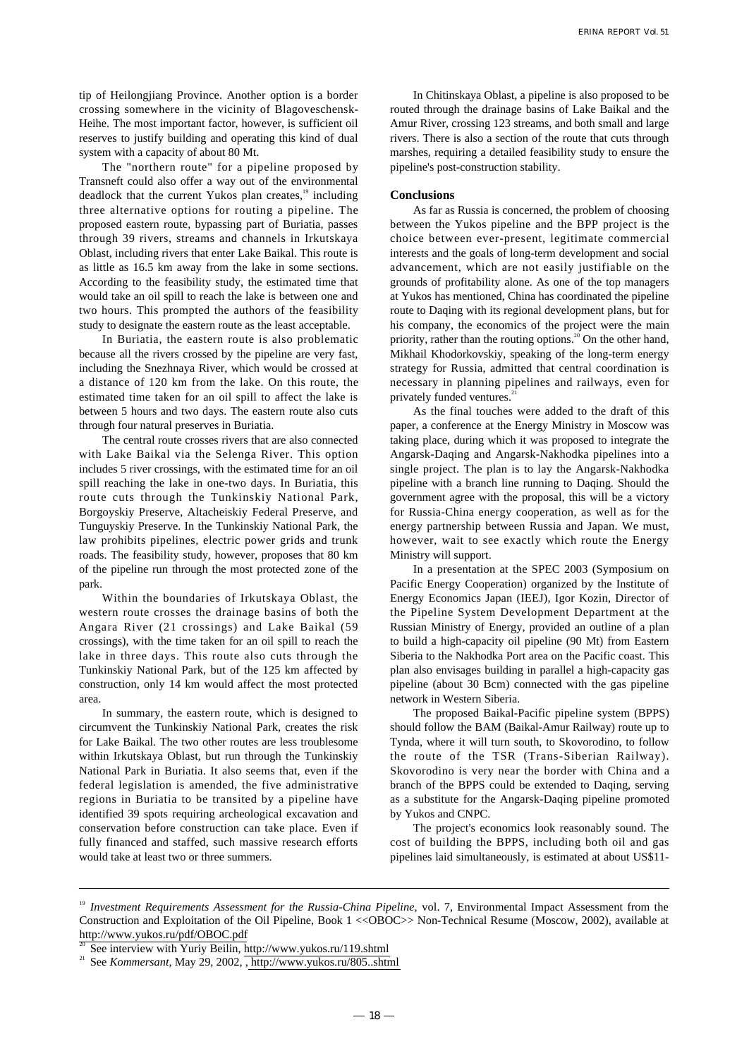tip of Heilongjiang Province. Another option is a border crossing somewhere in the vicinity of Blagoveschensk-Heihe. The most important factor, however, is sufficient oil reserves to justify building and operating this kind of dual system with a capacity of about 80 Mt.

The "northern route" for a pipeline proposed by Transneft could also offer a way out of the environmental deadlock that the current Yukos plan creates,[19] including three alternative options for routing a pipeline. The proposed eastern route, bypassing part of Buriatia, passes through 39 rivers, streams and channels in Irkutskaya Oblast, including rivers that enter Lake Baikal. This route is as little as 16.5 km away from the lake in some sections. According to the feasibility study, the estimated time that would take an oil spill to reach the lake is between one and two hours. This prompted the authors of the feasibility study to designate the eastern route as the least acceptable.

In Buriatia, the eastern route is also problematic because all the rivers crossed by the pipeline are very fast, including the Snezhnaya River, which would be crossed at a distance of 120 km from the lake. On this route, the estimated time taken for an oil spill to affect the lake is between 5 hours and two days. The eastern route also cuts through four natural preserves in Buriatia.

The central route crosses rivers that are also connected with Lake Baikal via the Selenga River. This option includes 5 river crossings, with the estimated time for an oil spill reaching the lake in one-two days. In Buriatia, this route cuts through the Tunkinskiy National Park, Borgoyskiy Preserve, Altacheiskiy Federal Preserve, and Tunguyskiy Preserve. In the Tunkinskiy National Park, the law prohibits pipelines, electric power grids and trunk roads. The feasibility study, however, proposes that 80 km of the pipeline run through the most protected zone of the park.

Within the boundaries of Irkutskaya Oblast, the western route crosses the drainage basins of both the Angara River (21 crossings) and Lake Baikal (59 crossings), with the time taken for an oil spill to reach the lake in three days. This route also cuts through the Tunkinskiy National Park, but of the 125 km affected by construction, only 14 km would affect the most protected area.

In summary, the eastern route, which is designed to circumvent the Tunkinskiy National Park, creates the risk for Lake Baikal. The two other routes are less troublesome within Irkutskaya Oblast, but run through the Tunkinskiy National Park in Buriatia. It also seems that, even if the federal legislation is amended, the five administrative regions in Buriatia to be transited by a pipeline have identified 39 spots requiring archeological excavation and conservation before construction can take place. Even if fully financed and staffed, such massive research efforts would take at least two or three summers.

In Chitinskaya Oblast, a pipeline is also proposed to be routed through the drainage basins of Lake Baikal and the Amur River, crossing 123 streams, and both small and large rivers. There is also a section of the route that cuts through marshes, requiring a detailed feasibility study to ensure the pipeline's post-construction stability.

## Conclusions

As far as Russia is concerned, the problem of choosing between the Yukos pipeline and the BPP project is the choice between ever-present, legitimate commercial interests and the goals of long-term development and social advancement, which are not easily justifiable on the grounds of profitability alone. As one of the top managers at Yukos has mentioned, China has coordinated the pipeline route to Daqing with its regional development plans, but for his company, the economics of the project were the main priority, rather than the routing options.[20] On the other hand, Mikhail Khodorkovskiy, speaking of the long-term energy strategy for Russia, admitted that central coordination is necessary in planning pipelines and railways, even for privately funded ventures.[21]

As the final touches were added to the draft of this paper, a conference at the Energy Ministry in Moscow was taking place, during which it was proposed to integrate the Angarsk-Daqing and Angarsk-Nakhodka pipelines into a single project. The plan is to lay the Angarsk-Nakhodka pipeline with a branch line running to Daqing. Should the government agree with the proposal, this will be a victory for Russia-China energy cooperation, as well as for the energy partnership between Russia and Japan. We must, however, wait to see exactly which route the Energy Ministry will support.

In a presentation at the SPEC 2003 (Symposium on Pacific Energy Cooperation) organized by the Institute of Energy Economics Japan (IEEJ), Igor Kozin, Director of the Pipeline System Development Department at the Russian Ministry of Energy, provided an outline of a plan to build a high-capacity oil pipeline (90 Mt) from Eastern Siberia to the Nakhodka Port area on the Pacific coast. This plan also envisages building in parallel a high-capacity gas pipeline (about 30 Bcm) connected with the gas pipeline network in Western Siberia.

The proposed Baikal-Pacific pipeline system (BPPS) should follow the BAM (Baikal-Amur Railway) route up to Tynda, where it will turn south, to Skovorodino, to follow the route of the TSR (Trans-Siberian Railway). Skovorodino is very near the border with China and a branch of the BPPS could be extended to Daqing, serving as a substitute for the Angarsk-Daqing pipeline promoted by Yukos and CNPC.

The project's economics look reasonably sound. The cost of building the BPPS, including both oil and gas pipelines laid simultaneously, is estimated at about US$11-

---

[19] *Investment Requirements Assessment for the Russia-China Pipeline*, vol. 7, Environmental Impact Assessment from the Construction and Exploitation of the Oil Pipeline, Book 1 <<OBOC>> Non-Technical Resume (Moscow, 2002), available at http://www.yukos.ru/pdf/OBOC.pdf

[20] See interview with Yuriy Beilin, http://www.yukos.ru/119.shtml

[21] See *Kommersant*, May 29, 2002, , http://www.yukos.ru/805..shtml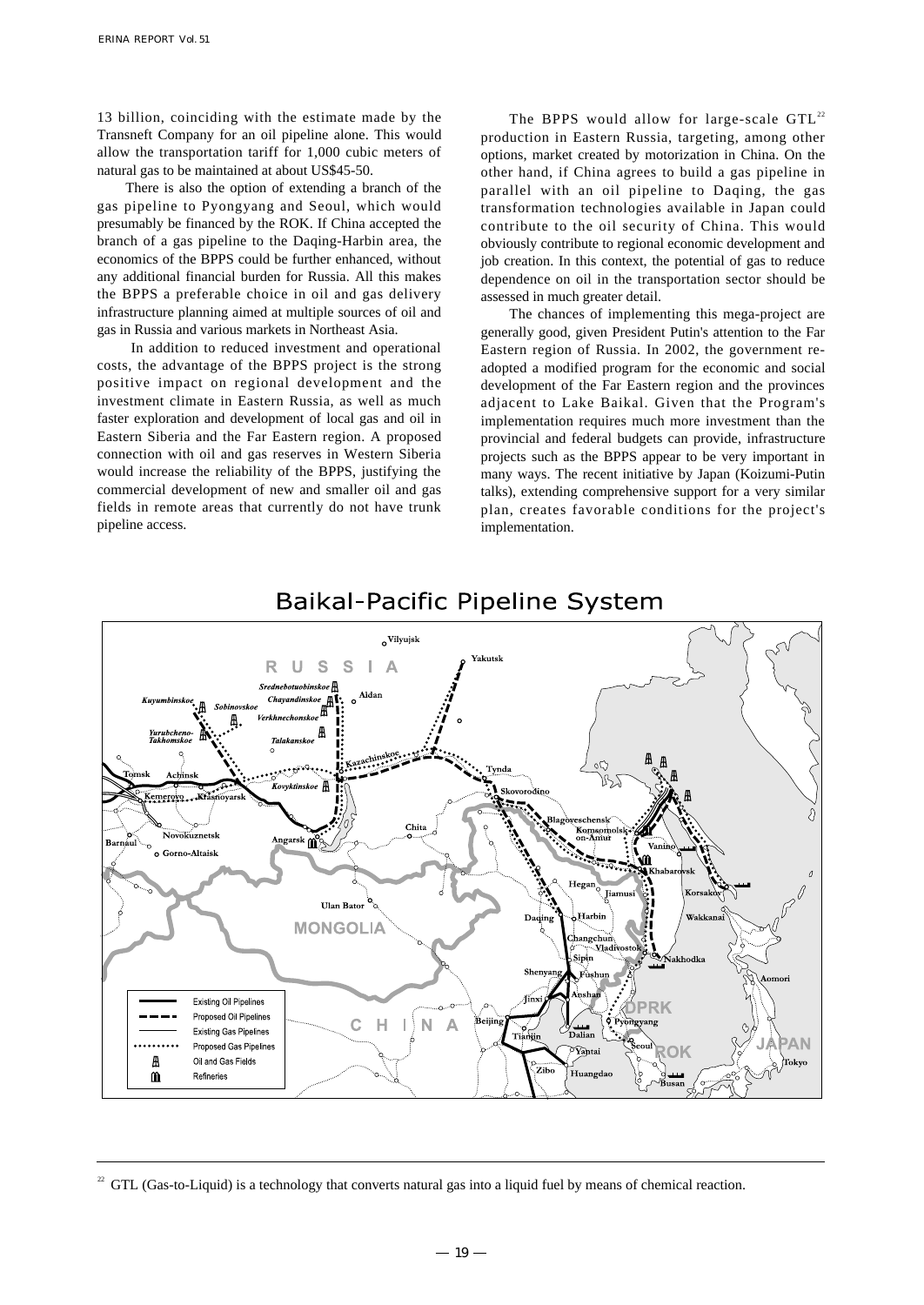13 billion, coinciding with the estimate made by the Transneft Company for an oil pipeline alone. This would allow the transportation tariff for 1,000 cubic meters of natural gas to be maintained at about US$45-50.

There is also the option of extending a branch of the gas pipeline to Pyongyang and Seoul, which would presumably be financed by the ROK. If China accepted the branch of a gas pipeline to the Daqing-Harbin area, the economics of the BPPS could be further enhanced, without any additional financial burden for Russia. All this makes the BPPS a preferable choice in oil and gas delivery infrastructure planning aimed at multiple sources of oil and gas in Russia and various markets in Northeast Asia.

In addition to reduced investment and operational costs, the advantage of the BPPS project is the strong positive impact on regional development and the investment climate in Eastern Russia, as well as much faster exploration and development of local gas and oil in Eastern Siberia and the Far Eastern region. A proposed connection with oil and gas reserves in Western Siberia would increase the reliability of the BPPS, justifying the commercial development of new and smaller oil and gas fields in remote areas that currently do not have trunk pipeline access.

The BPPS would allow for large-scale GTL[22] production in Eastern Russia, targeting, among other options, market created by motorization in China. On the other hand, if China agrees to build a gas pipeline in parallel with an oil pipeline to Daqing, the gas transformation technologies available in Japan could contribute to the oil security of China. This would obviously contribute to regional economic development and job creation. In this context, the potential of gas to reduce dependence on oil in the transportation sector should be assessed in much greater detail.

The chances of implementing this mega-project are generally good, given President Putin's attention to the Far Eastern region of Russia. In 2002, the government re-adopted a modified program for the economic and social development of the Far Eastern region and the provinces adjacent to Lake Baikal. Given that the Program's implementation requires much more investment than the provincial and federal budgets can provide, infrastructure projects such as the BPPS appear to be very important in many ways. The recent initiative by Japan (Koizumi-Putin talks), extending comprehensive support for a very similar plan, creates favorable conditions for the project's implementation.

## Baikal-Pacific Pipeline System

Existing Oil Pipelines
Proposed Oil Pipelines
Existing Gas Pipelines
Proposed Gas Pipelines
Oil and Gas Fields
Refineries

---

[22] GTL (Gas-to-Liquid) is a technology that converts natural gas into a liquid fuel by means of chemical reaction.